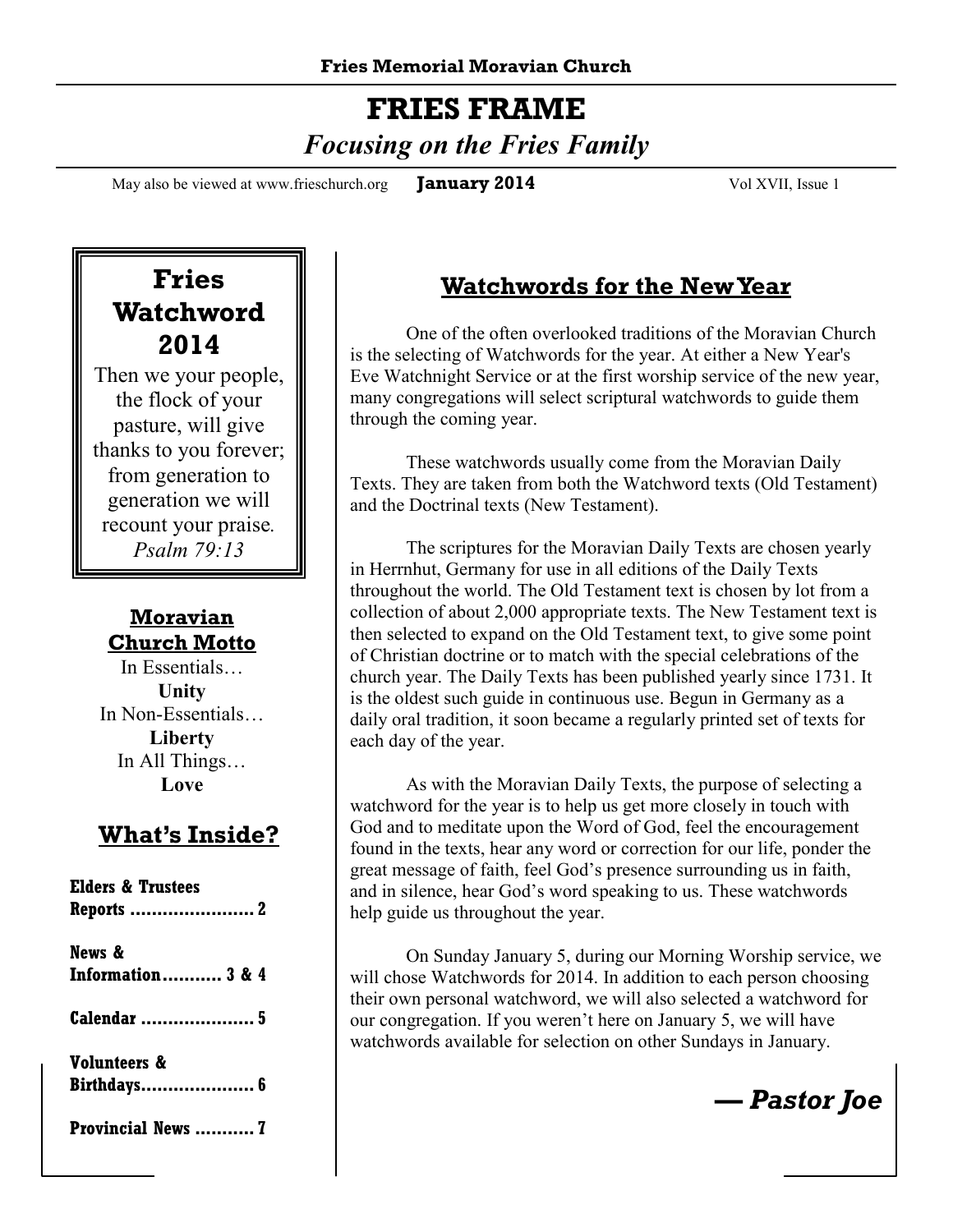Fries Memorial Moravian Church

# FRIES FRAME

*Focusing on the Fries Family*

May also be viewed at www.frieschurch.org **January 2014** Vol XVII, Issue 1

## Fries Watchword 2014

Then we your people, the flock of your pasture, will give thanks to you forever; from generation to generation we will recount your praise.
*Psalm 79:13*

### Moravian Church Motto

In Essentials…
**Unity**
In Non-Essentials…
**Liberty**
In All Things…
**Love**

### What's Inside?

**Elders & Trustees Reports ....................... 2**

**News & Information........... 3 & 4**

**Calendar ..................... 5**

**Volunteers & Birthdays..................... 6**

**Provincial News ........... 7**

## Watchwords for the New Year

One of the often overlooked traditions of the Moravian Church is the selecting of Watchwords for the year. At either a New Year's Eve Watchnight Service or at the first worship service of the new year, many congregations will select scriptural watchwords to guide them through the coming year.

These watchwords usually come from the Moravian Daily Texts. They are taken from both the Watchword texts (Old Testament) and the Doctrinal texts (New Testament).

The scriptures for the Moravian Daily Texts are chosen yearly in Herrnhut, Germany for use in all editions of the Daily Texts throughout the world. The Old Testament text is chosen by lot from a collection of about 2,000 appropriate texts. The New Testament text is then selected to expand on the Old Testament text, to give some point of Christian doctrine or to match with the special celebrations of the church year. The Daily Texts has been published yearly since 1731. It is the oldest such guide in continuous use. Begun in Germany as a daily oral tradition, it soon became a regularly printed set of texts for each day of the year.

As with the Moravian Daily Texts, the purpose of selecting a watchword for the year is to help us get more closely in touch with God and to meditate upon the Word of God, feel the encouragement found in the texts, hear any word or correction for our life, ponder the great message of faith, feel God's presence surrounding us in faith, and in silence, hear God's word speaking to us. These watchwords help guide us throughout the year.

On Sunday January 5, during our Morning Worship service, we will chose Watchwords for 2014. In addition to each person choosing their own personal watchword, we will also selected a watchword for our congregation. If you weren't here on January 5, we will have watchwords available for selection on other Sundays in January.

***— Pastor Joe***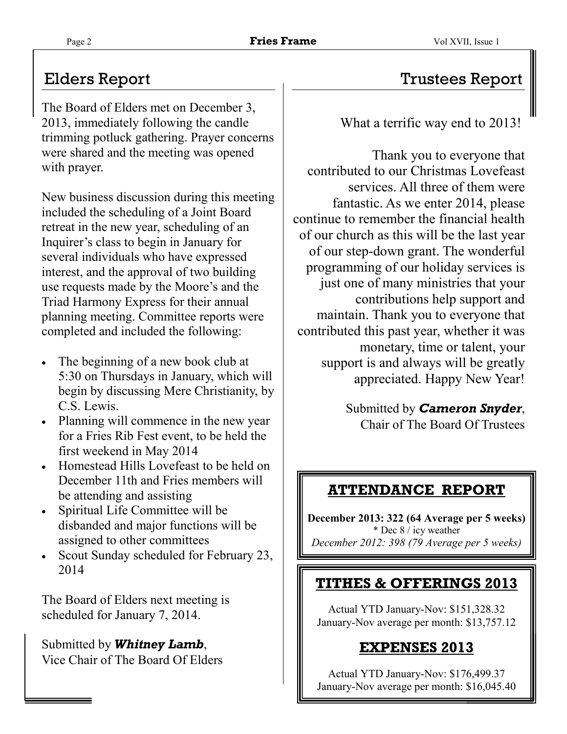## Elders Report

The Board of Elders met on December 3, 2013, immediately following the candle trimming potluck gathering. Prayer concerns were shared and the meeting was opened with prayer.

New business discussion during this meeting included the scheduling of a Joint Board retreat in the new year, scheduling of an Inquirer's class to begin in January for several individuals who have expressed interest, and the approval of two building use requests made by the Moore's and the Triad Harmony Express for their annual planning meeting. Committee reports were completed and included the following:

- The beginning of a new book club at 5:30 on Thursdays in January, which will begin by discussing Mere Christianity, by C.S. Lewis.
- Planning will commence in the new year for a Fries Rib Fest event, to be held the first weekend in May 2014
- Homestead Hills Lovefeast to be held on December 11th and Fries members will be attending and assisting
- Spiritual Life Committee will be disbanded and major functions will be assigned to other committees
- Scout Sunday scheduled for February 23, 2014

The Board of Elders next meeting is scheduled for January 7, 2014.

Submitted by ***Whitney Lamb***,
Vice Chair of The Board Of Elders

## Trustees Report

What a terrific way end to 2013!

Thank you to everyone that contributed to our Christmas Lovefeast services. All three of them were fantastic. As we enter 2014, please continue to remember the financial health of our church as this will be the last year of our step-down grant. The wonderful programming of our holiday services is just one of many ministries that your contributions help support and maintain. Thank you to everyone that contributed this past year, whether it was monetary, time or talent, your support is and always will be greatly appreciated. Happy New Year!

Submitted by ***Cameron Snyder***,
Chair of The Board Of Trustees

## ATTENDANCE REPORT

**December 2013: 322 (64 Average per 5 weeks)**
\* Dec 8 / icy weather
*December 2012: 398 (79 Average per 5 weeks)*

## TITHES & OFFERINGS 2013

Actual YTD January-Nov: $151,328.32
January-Nov average per month: $13,757.12

## EXPENSES 2013

Actual YTD January-Nov: $176,499.37
January-Nov average per month: $16,045.40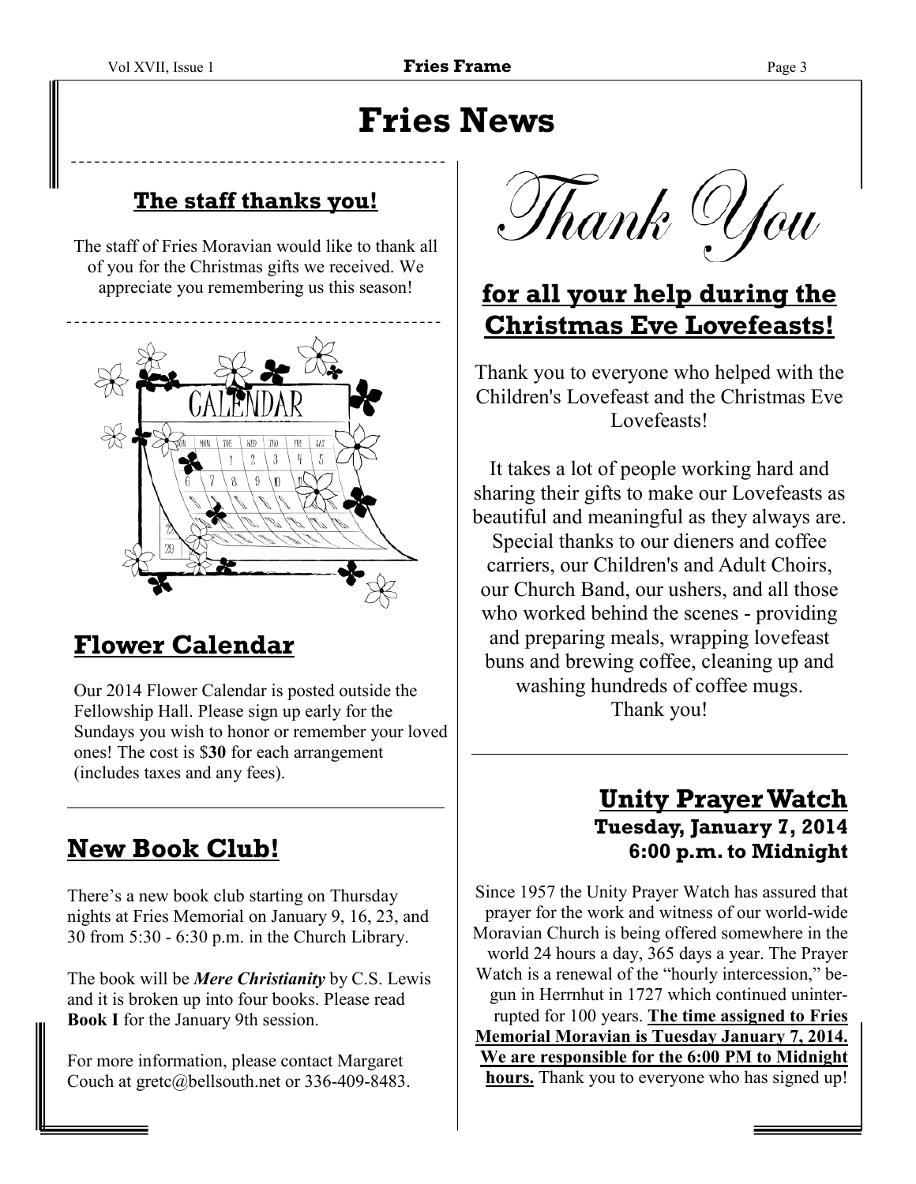# Fries News

## The staff thanks you!

The staff of Fries Moravian would like to thank all of you for the Christmas gifts we received. We appreciate you remembering us this season!

## Flower Calendar

Our 2014 Flower Calendar is posted outside the Fellowship Hall. Please sign up early for the Sundays you wish to honor or remember your loved ones! The cost is $**30** for each arrangement (includes taxes and any fees).

## New Book Club!

There's a new book club starting on Thursday nights at Fries Memorial on January 9, 16, 23, and 30 from 5:30 - 6:30 p.m. in the Church Library.

The book will be ***Mere Christianity*** by C.S. Lewis and it is broken up into four books. Please read **Book I** for the January 9th session.

For more information, please contact Margaret Couch at gretc@bellsouth.net or 336-409-8483.

## Thank You for all your help during the Christmas Eve Lovefeasts!

Thank you to everyone who helped with the Children's Lovefeast and the Christmas Eve Lovefeasts!

It takes a lot of people working hard and sharing their gifts to make our Lovefeasts as beautiful and meaningful as they always are. Special thanks to our dieners and coffee carriers, our Children's and Adult Choirs, our Church Band, our ushers, and all those who worked behind the scenes - providing and preparing meals, wrapping lovefeast buns and brewing coffee, cleaning up and washing hundreds of coffee mugs. Thank you!

## Unity Prayer Watch

**Tuesday, January 7, 2014**
**6:00 p.m. to Midnight**

Since 1957 the Unity Prayer Watch has assured that prayer for the work and witness of our world-wide Moravian Church is being offered somewhere in the world 24 hours a day, 365 days a year. The Prayer Watch is a renewal of the "hourly intercession," begun in Herrnhut in 1727 which continued uninterrupted for 100 years. **The time assigned to Fries Memorial Moravian is Tuesday January 7, 2014. We are responsible for the 6:00 PM to Midnight hours.** Thank you to everyone who has signed up!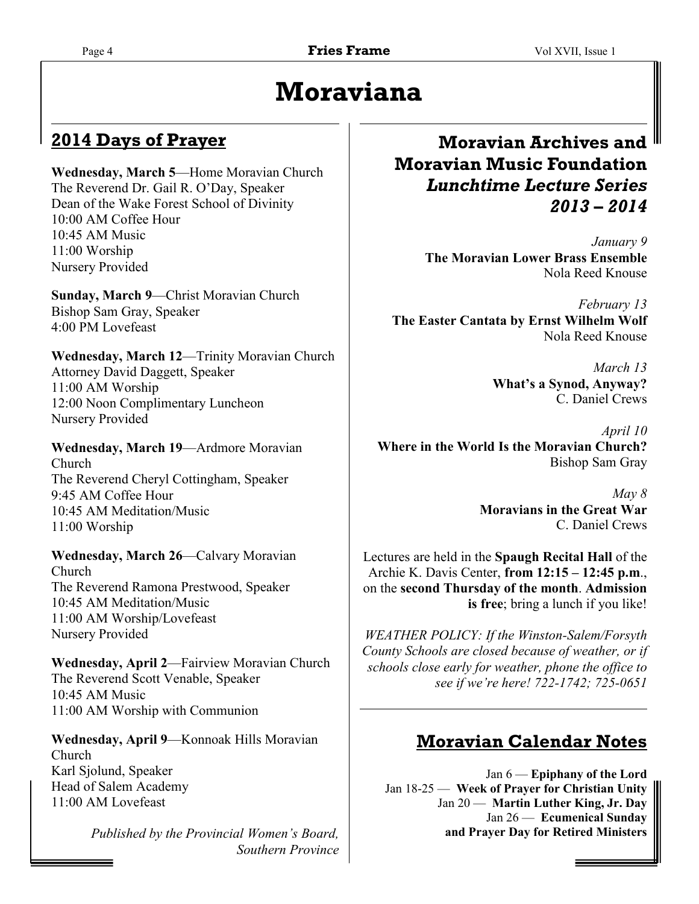# Moraviana

## 2014 Days of Prayer

**Wednesday, March 5**—Home Moravian Church
The Reverend Dr. Gail R. O'Day, Speaker
Dean of the Wake Forest School of Divinity
10:00 AM Coffee Hour
10:45 AM Music
11:00 Worship
Nursery Provided

**Sunday, March 9**—Christ Moravian Church
Bishop Sam Gray, Speaker
4:00 PM Lovefeast

**Wednesday, March 12**—Trinity Moravian Church
Attorney David Daggett, Speaker
11:00 AM Worship
12:00 Noon Complimentary Luncheon
Nursery Provided

**Wednesday, March 19**—Ardmore Moravian Church
The Reverend Cheryl Cottingham, Speaker
9:45 AM Coffee Hour
10:45 AM Meditation/Music
11:00 Worship

**Wednesday, March 26**—Calvary Moravian Church
The Reverend Ramona Prestwood, Speaker
10:45 AM Meditation/Music
11:00 AM Worship/Lovefeast
Nursery Provided

**Wednesday, April 2**—Fairview Moravian Church
The Reverend Scott Venable, Speaker
10:45 AM Music
11:00 AM Worship with Communion

**Wednesday, April 9**—Konnoak Hills Moravian Church
Karl Sjolund, Speaker
Head of Salem Academy
11:00 AM Lovefeast

*Published by the Provincial Women's Board, Southern Province*

## Moravian Archives and Moravian Music Foundation *Lunchtime Lecture Series 2013 – 2014*

*January 9*
**The Moravian Lower Brass Ensemble**
Nola Reed Knouse

*February 13*
**The Easter Cantata by Ernst Wilhelm Wolf**
Nola Reed Knouse

*March 13*
**What's a Synod, Anyway?**
C. Daniel Crews

*April 10*
**Where in the World Is the Moravian Church?**
Bishop Sam Gray

*May 8*
**Moravians in the Great War**
C. Daniel Crews

Lectures are held in the **Spaugh Recital Hall** of the Archie K. Davis Center, **from 12:15 – 12:45 p.m.**, on the **second Thursday of the month**. **Admission is free**; bring a lunch if you like!

*WEATHER POLICY: If the Winston-Salem/Forsyth County Schools are closed because of weather, or if schools close early for weather, phone the office to see if we're here! 722-1742; 725-0651*

## Moravian Calendar Notes

Jan 6 — **Epiphany of the Lord**
Jan 18-25 — **Week of Prayer for Christian Unity**
Jan 20 — **Martin Luther King, Jr. Day**
Jan 26 — **Ecumenical Sunday and Prayer Day for Retired Ministers**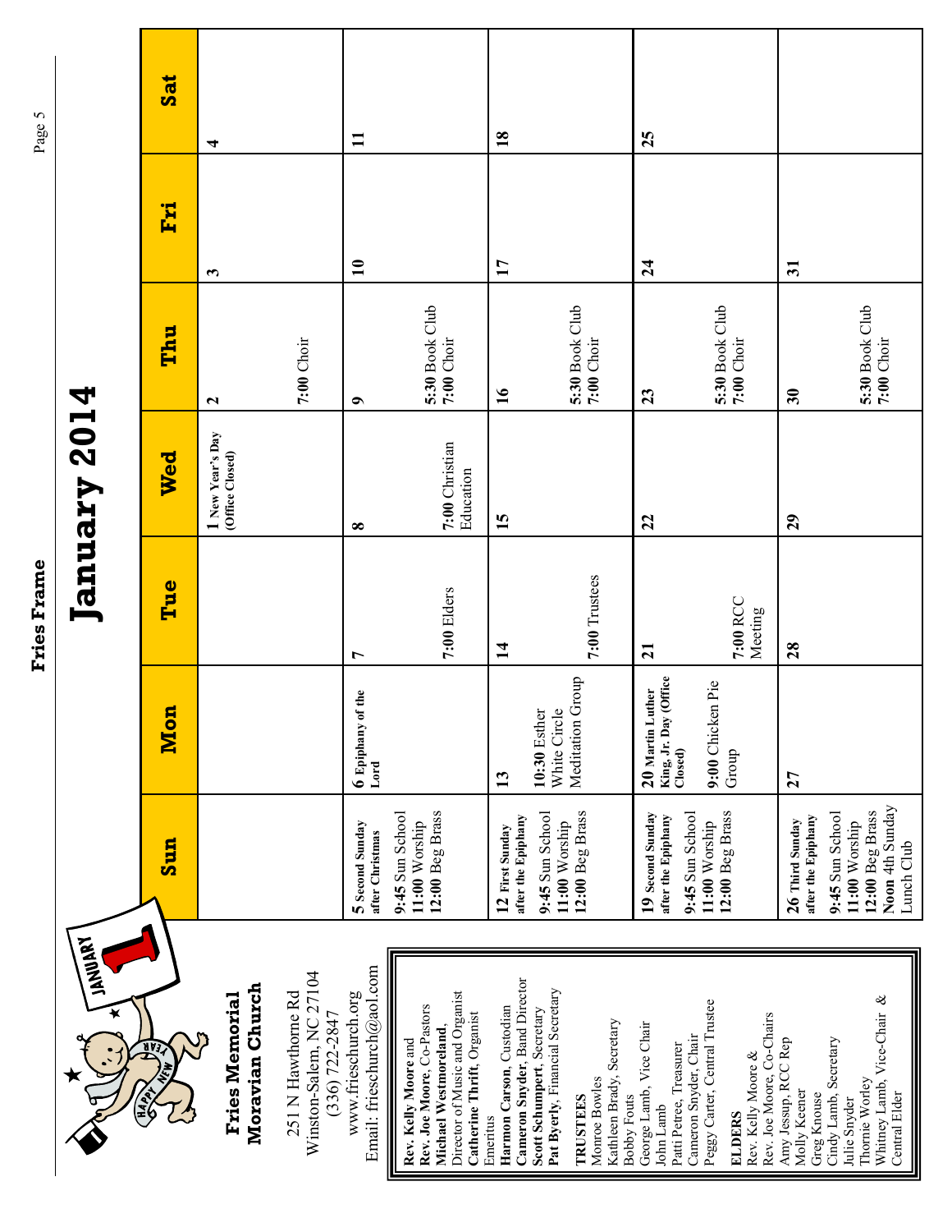# January 2014

## Fries Memorial Moravian Church

251 N Hawthorne Rd
Winston-Salem, NC 27104
(336) 722-2847
www.frieschurch.org
Email: frieschurch@aol.com

**Rev. Kelly Moore** and **Rev. Joe Moore**, Co-Pastors
**Michael Westmoreland**, Director of Music and Organist
**Catherine Thrift**, Organist Emeritus
**Harmon Carson**, Custodian
**Cameron Snyder**, Band Director
**Scott Schumpert**, Secretary
**Pat Byerly**, Financial Secretary

**TRUSTEES**
Monroe Bowles
Kathleen Brady, Secretary
Bobby Fouts
George Lamb, Vice Chair
John Lamb
Patti Petree, Treasurer
Cameron Snyder, Chair
Peggy Carter, Central Trustee

**ELDERS**
Rev. Kelly Moore & Rev. Joe Moore, Co-Chairs
Amy Jessup, RCC Rep
Molly Keener
Greg Knouse
Cindy Lamb, Secretary
Julie Snyder
Thornie Worley
Whitney Lamb, Vice-Chair & Central Elder

| Sun | Mon | Tue | Wed | Thu | Fri | Sat |
|---|---|---|---|---|---|---|
| | | | 1 New Year's Day (Office Closed) | 2<br>7:00 Choir | 3 | 4 |
| 5 Second Sunday after Christmas<br>9:45 Sun School<br>11:00 Worship<br>12:00 Beg Brass | 6 Epiphany of the Lord | 7<br>7:00 Elders | 8<br>7:00 Christian Education | 9<br>5:30 Book Club<br>7:00 Choir | 10 | 11 |
| 12 First Sunday after the Epiphany<br>9:45 Sun School<br>11:00 Worship<br>12:00 Beg Brass | 13<br>10:30 Esther White Circle Meditation Group | 14<br>7:00 Trustees | 15 | 16<br>5:30 Book Club<br>7:00 Choir | 17 | 18 |
| 19 Second Sunday after the Epiphany<br>9:45 Sun School<br>11:00 Worship<br>12:00 Beg Brass | 20 Martin Luther King, Jr. Day (Office Closed)<br>9:00 Chicken Pie Group | 21<br>7:00 RCC Meeting | 22 | 23<br>5:30 Book Club<br>7:00 Choir | 24 | 25 |
| 26 Third Sunday after the Epiphany<br>9:45 Sun School<br>11:00 Worship<br>12:00 Beg Brass<br>Noon 4th Sunday Lunch Club | 27 | 28 | 29 | 30<br>5:30 Book Club<br>7:00 Choir | 31 | |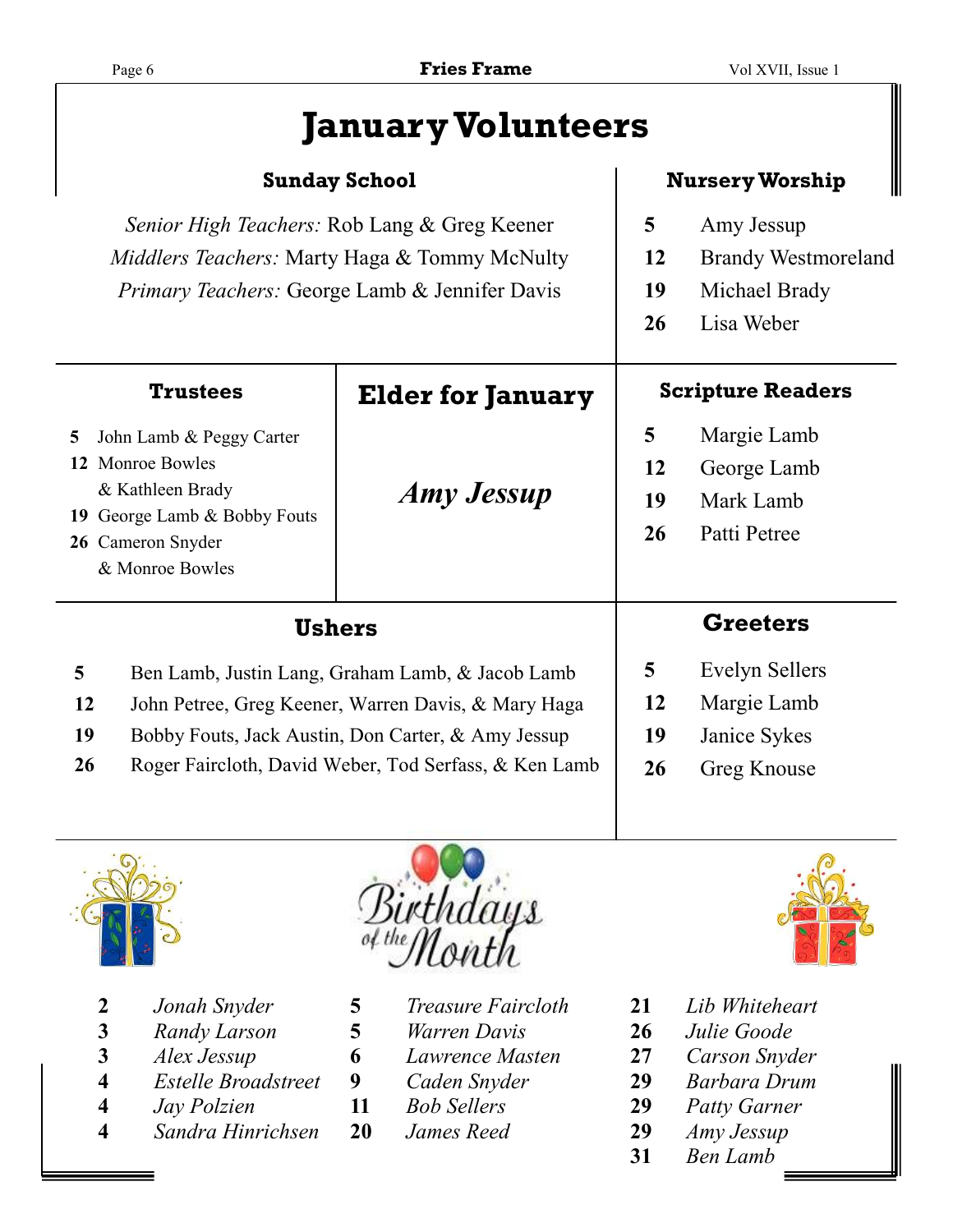# January Volunteers

## Sunday School

*Senior High Teachers:* Rob Lang & Greg Keener
*Middlers Teachers:* Marty Haga & Tommy McNulty
*Primary Teachers:* George Lamb & Jennifer Davis

## Nursery Worship

**5** Amy Jessup
**12** Brandy Westmoreland
**19** Michael Brady
**26** Lisa Weber

## Trustees

**5** John Lamb & Peggy Carter
**12** Monroe Bowles & Kathleen Brady
**19** George Lamb & Bobby Fouts
**26** Cameron Snyder & Monroe Bowles

## Elder for January

***Amy Jessup***

## Scripture Readers

**5** Margie Lamb
**12** George Lamb
**19** Mark Lamb
**26** Patti Petree

## Ushers

**5** Ben Lamb, Justin Lang, Graham Lamb, & Jacob Lamb
**12** John Petree, Greg Keener, Warren Davis, & Mary Haga
**19** Bobby Fouts, Jack Austin, Don Carter, & Amy Jessup
**26** Roger Faircloth, David Weber, Tod Serfass, & Ken Lamb

## Greeters

**5** Evelyn Sellers
**12** Margie Lamb
**19** Janice Sykes
**26** Greg Knouse

## Birthdays of the Month

**2** *Jonah Snyder*
**3** *Randy Larson*
**3** *Alex Jessup*
**4** *Estelle Broadstreet*
**4** *Jay Polzien*
**4** *Sandra Hinrichsen*
**5** *Treasure Faircloth*
**5** *Warren Davis*
**6** *Lawrence Masten*
**9** *Caden Snyder*
**11** *Bob Sellers*
**20** *James Reed*
**21** *Lib Whiteheart*
**26** *Julie Goode*
**27** *Carson Snyder*
**29** *Barbara Drum*
**29** *Patty Garner*
**29** *Amy Jessup*
**31** *Ben Lamb*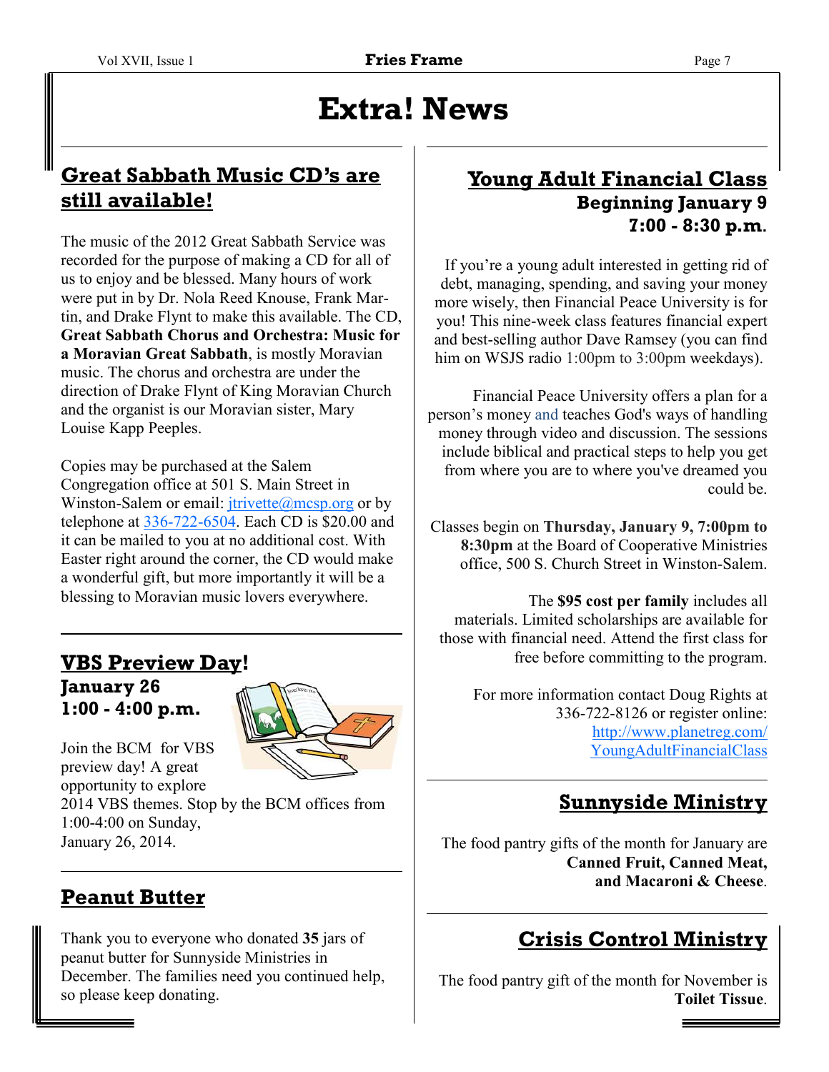# Extra! News

## Great Sabbath Music CD's are still available!

The music of the 2012 Great Sabbath Service was recorded for the purpose of making a CD for all of us to enjoy and be blessed. Many hours of work were put in by Dr. Nola Reed Knouse, Frank Martin, and Drake Flynt to make this available. The CD, **Great Sabbath Chorus and Orchestra: Music for a Moravian Great Sabbath**, is mostly Moravian music. The chorus and orchestra are under the direction of Drake Flynt of King Moravian Church and the organist is our Moravian sister, Mary Louise Kapp Peeples.

Copies may be purchased at the Salem Congregation office at 501 S. Main Street in Winston-Salem or email: jtrivette@mcsp.org or by telephone at 336-722-6504. Each CD is $20.00 and it can be mailed to you at no additional cost. With Easter right around the corner, the CD would make a wonderful gift, but more importantly it will be a blessing to Moravian music lovers everywhere.

## VBS Preview Day!

**January 26**
**1:00 - 4:00 p.m.**

Join the BCM for VBS preview day! A great opportunity to explore 2014 VBS themes. Stop by the BCM offices from 1:00-4:00 on Sunday, January 26, 2014.

## Peanut Butter

Thank you to everyone who donated **35** jars of peanut butter for Sunnyside Ministries in December. The families need you continued help, so please keep donating.

## Young Adult Financial Class

**Beginning January 9**
**7:00 - 8:30 p.m.**

If you're a young adult interested in getting rid of debt, managing, spending, and saving your money more wisely, then Financial Peace University is for you! This nine-week class features financial expert and best-selling author Dave Ramsey (you can find him on WSJS radio 1:00pm to 3:00pm weekdays).

Financial Peace University offers a plan for a person's money and teaches God's ways of handling money through video and discussion. The sessions include biblical and practical steps to help you get from where you are to where you've dreamed you could be.

Classes begin on **Thursday, January 9, 7:00pm to 8:30pm** at the Board of Cooperative Ministries office, 500 S. Church Street in Winston-Salem.

The **$95 cost per family** includes all materials. Limited scholarships are available for those with financial need. Attend the first class for free before committing to the program.

For more information contact Doug Rights at 336-722-8126 or register online: http://www.planetreg.com/YoungAdultFinancialClass

## Sunnyside Ministry

The food pantry gifts of the month for January are **Canned Fruit, Canned Meat, and Macaroni & Cheese**.

## Crisis Control Ministry

The food pantry gift of the month for November is **Toilet Tissue**.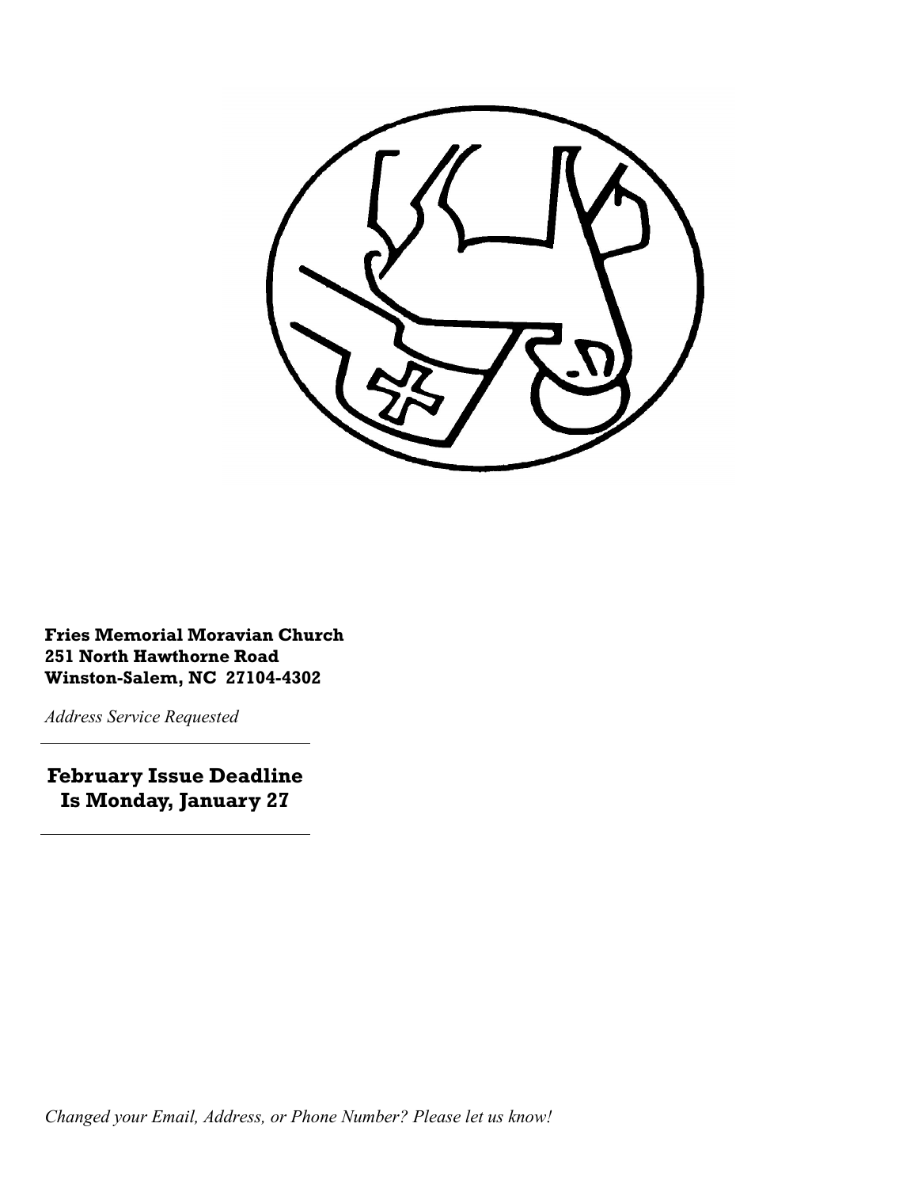**Fries Memorial Moravian Church**
**251 North Hawthorne Road**
**Winston-Salem, NC  27104-4302**

*Address Service Requested*

---

**February Issue Deadline**
**Is Monday, January 27**

---

*Changed your Email, Address, or Phone Number? Please let us know!*